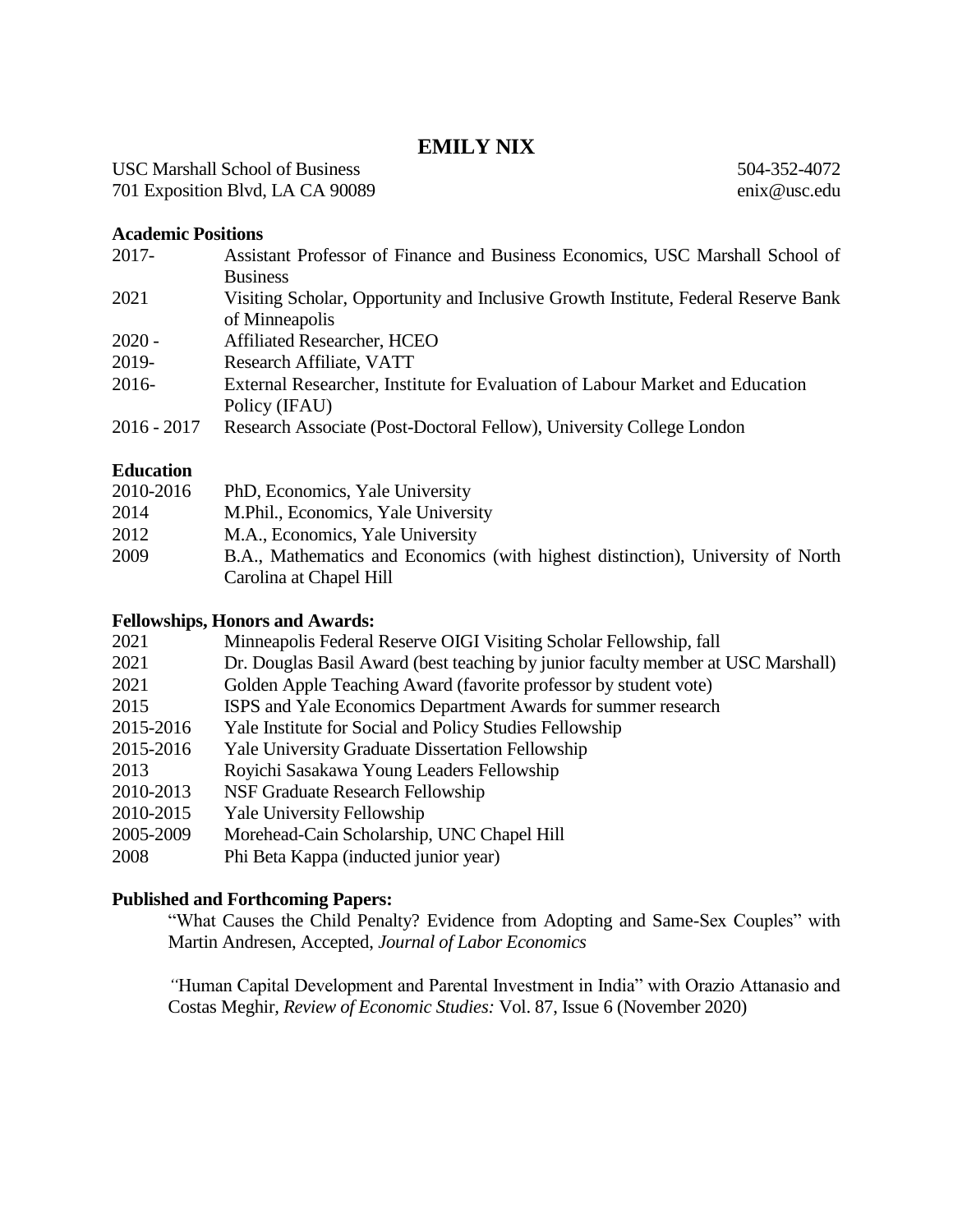# EMILY NIX

USC Marshall School of Business | 504-352-4072
701 Exposition Blvd, LA CA 90089 | enix@usc.edu

### Academic Positions

| | |
|---|---|
| 2017- | Assistant Professor of Finance and Business Economics, USC Marshall School of Business |
| 2021 | Visiting Scholar, Opportunity and Inclusive Growth Institute, Federal Reserve Bank of Minneapolis |
| 2020 - | Affiliated Researcher, HCEO |
| 2019- | Research Affiliate, VATT |
| 2016- | External Researcher, Institute for Evaluation of Labour Market and Education Policy (IFAU) |
| 2016 - 2017 | Research Associate (Post-Doctoral Fellow), University College London |

### Education

| | |
|---|---|
| 2010-2016 | PhD, Economics, Yale University |
| 2014 | M.Phil., Economics, Yale University |
| 2012 | M.A., Economics, Yale University |
| 2009 | B.A., Mathematics and Economics (with highest distinction), University of North Carolina at Chapel Hill |

### Fellowships, Honors and Awards:

| | |
|---|---|
| 2021 | Minneapolis Federal Reserve OIGI Visiting Scholar Fellowship, fall |
| 2021 | Dr. Douglas Basil Award (best teaching by junior faculty member at USC Marshall) |
| 2021 | Golden Apple Teaching Award (favorite professor by student vote) |
| 2015 | ISPS and Yale Economics Department Awards for summer research |
| 2015-2016 | Yale Institute for Social and Policy Studies Fellowship |
| 2015-2016 | Yale University Graduate Dissertation Fellowship |
| 2013 | Royichi Sasakawa Young Leaders Fellowship |
| 2010-2013 | NSF Graduate Research Fellowship |
| 2010-2015 | Yale University Fellowship |
| 2005-2009 | Morehead-Cain Scholarship, UNC Chapel Hill |
| 2008 | Phi Beta Kappa (inducted junior year) |

### Published and Forthcoming Papers:

"What Causes the Child Penalty? Evidence from Adopting and Same-Sex Couples" with Martin Andresen, Accepted, *Journal of Labor Economics*

"Human Capital Development and Parental Investment in India" with Orazio Attanasio and Costas Meghir, *Review of Economic Studies:* Vol. 87, Issue 6 (November 2020)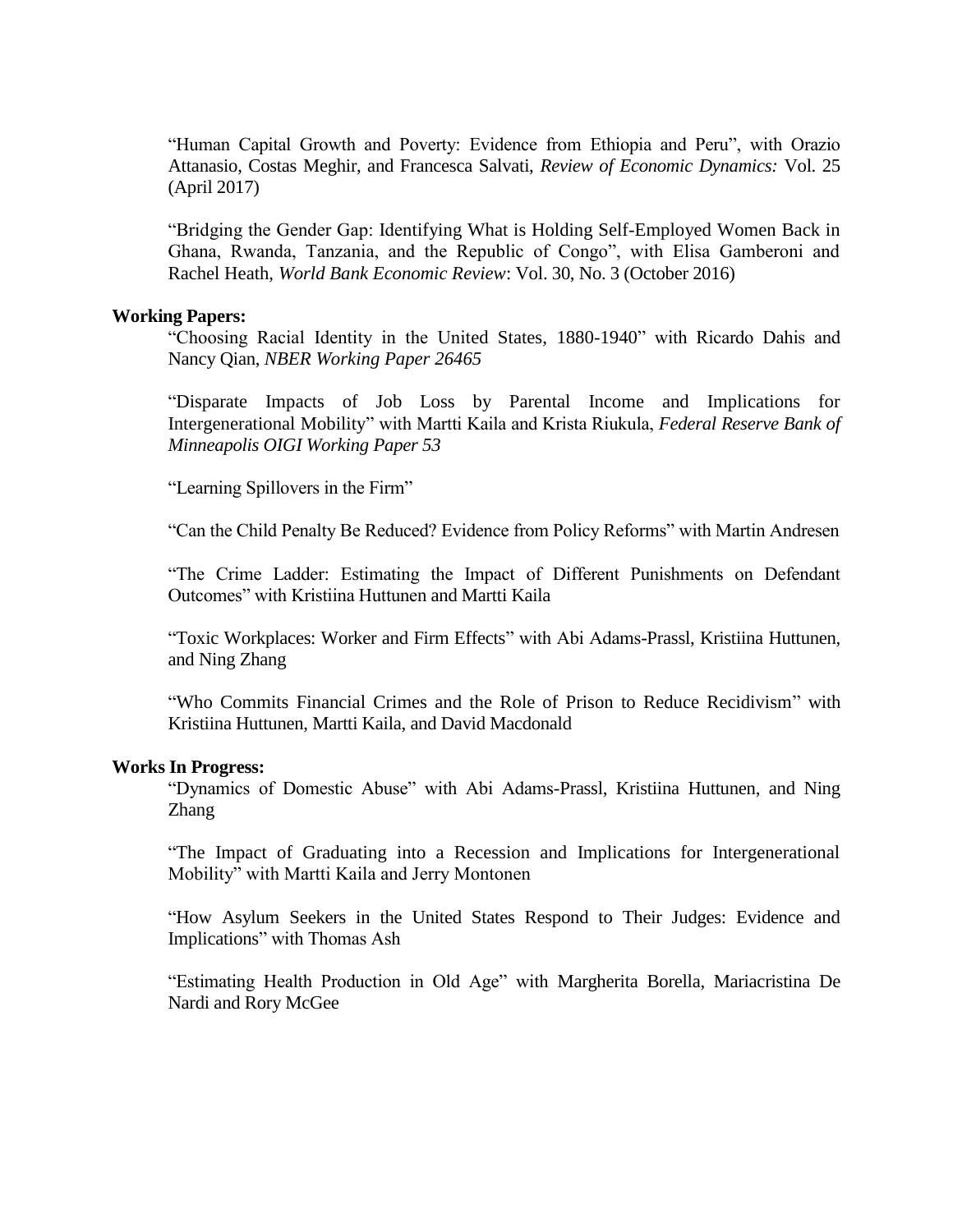"Human Capital Growth and Poverty: Evidence from Ethiopia and Peru", with Orazio Attanasio, Costas Meghir, and Francesca Salvati, *Review of Economic Dynamics:* Vol. 25 (April 2017)

"Bridging the Gender Gap: Identifying What is Holding Self-Employed Women Back in Ghana, Rwanda, Tanzania, and the Republic of Congo", with Elisa Gamberoni and Rachel Heath, *World Bank Economic Review*: Vol. 30, No. 3 (October 2016)

**Working Papers:**

"Choosing Racial Identity in the United States, 1880-1940" with Ricardo Dahis and Nancy Qian, *NBER Working Paper 26465*

"Disparate Impacts of Job Loss by Parental Income and Implications for Intergenerational Mobility" with Martti Kaila and Krista Riukula, *Federal Reserve Bank of Minneapolis OIGI Working Paper 53*

"Learning Spillovers in the Firm"

"Can the Child Penalty Be Reduced? Evidence from Policy Reforms" with Martin Andresen

"The Crime Ladder: Estimating the Impact of Different Punishments on Defendant Outcomes" with Kristiina Huttunen and Martti Kaila

"Toxic Workplaces: Worker and Firm Effects" with Abi Adams-Prassl, Kristiina Huttunen, and Ning Zhang

"Who Commits Financial Crimes and the Role of Prison to Reduce Recidivism" with Kristiina Huttunen, Martti Kaila, and David Macdonald

**Works In Progress:**

"Dynamics of Domestic Abuse" with Abi Adams-Prassl, Kristiina Huttunen, and Ning Zhang

"The Impact of Graduating into a Recession and Implications for Intergenerational Mobility" with Martti Kaila and Jerry Montonen

"How Asylum Seekers in the United States Respond to Their Judges: Evidence and Implications" with Thomas Ash

"Estimating Health Production in Old Age" with Margherita Borella, Mariacristina De Nardi and Rory McGee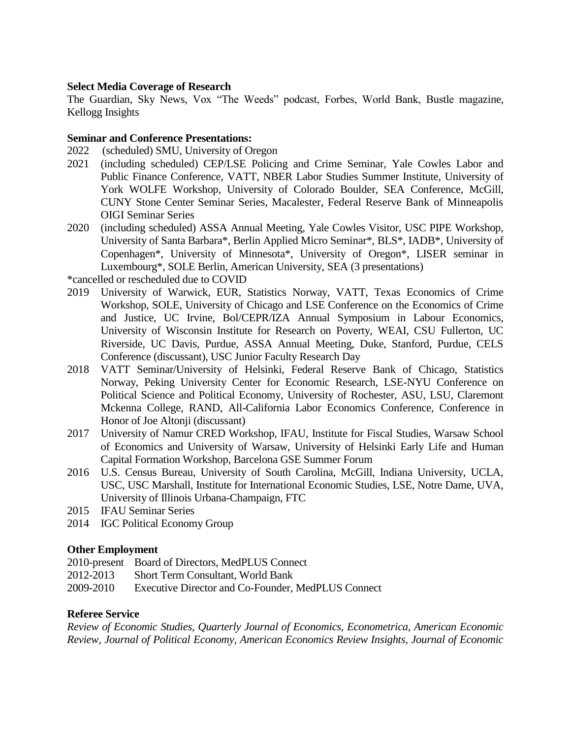**Select Media Coverage of Research**

The Guardian, Sky News, Vox "The Weeds" podcast, Forbes, World Bank, Bustle magazine, Kellogg Insights

**Seminar and Conference Presentations:**

2022 (scheduled) SMU, University of Oregon

2021 (including scheduled) CEP/LSE Policing and Crime Seminar, Yale Cowles Labor and Public Finance Conference, VATT, NBER Labor Studies Summer Institute, University of York WOLFE Workshop, University of Colorado Boulder, SEA Conference, McGill, CUNY Stone Center Seminar Series, Macalester, Federal Reserve Bank of Minneapolis OIGI Seminar Series

2020 (including scheduled) ASSA Annual Meeting, Yale Cowles Visitor, USC PIPE Workshop, University of Santa Barbara*, Berlin Applied Micro Seminar*, BLS*, IADB*, University of Copenhagen*, University of Minnesota*, University of Oregon*, LISER seminar in Luxembourg*, SOLE Berlin, American University, SEA (3 presentations)

*cancelled or rescheduled due to COVID

2019 University of Warwick, EUR, Statistics Norway, VATT, Texas Economics of Crime Workshop, SOLE, University of Chicago and LSE Conference on the Economics of Crime and Justice, UC Irvine, BoI/CEPR/IZA Annual Symposium in Labour Economics, University of Wisconsin Institute for Research on Poverty, WEAI, CSU Fullerton, UC Riverside, UC Davis, Purdue, ASSA Annual Meeting, Duke, Stanford, Purdue, CELS Conference (discussant), USC Junior Faculty Research Day

2018 VATT Seminar/University of Helsinki, Federal Reserve Bank of Chicago, Statistics Norway, Peking University Center for Economic Research, LSE-NYU Conference on Political Science and Political Economy, University of Rochester, ASU, LSU, Claremont Mckenna College, RAND, All-California Labor Economics Conference, Conference in Honor of Joe Altonji (discussant)

2017 University of Namur CRED Workshop, IFAU, Institute for Fiscal Studies, Warsaw School of Economics and University of Warsaw, University of Helsinki Early Life and Human Capital Formation Workshop, Barcelona GSE Summer Forum

2016 U.S. Census Bureau, University of South Carolina, McGill, Indiana University, UCLA, USC, USC Marshall, Institute for International Economic Studies, LSE, Notre Dame, UVA, University of Illinois Urbana-Champaign, FTC

2015 IFAU Seminar Series

2014 IGC Political Economy Group

**Other Employment**

2010-present Board of Directors, MedPLUS Connect

2012-2013 Short Term Consultant, World Bank

2009-2010 Executive Director and Co-Founder, MedPLUS Connect

**Referee Service**

*Review of Economic Studies, Quarterly Journal of Economics, Econometrica, American Economic Review, Journal of Political Economy, American Economics Review Insights, Journal of Economic*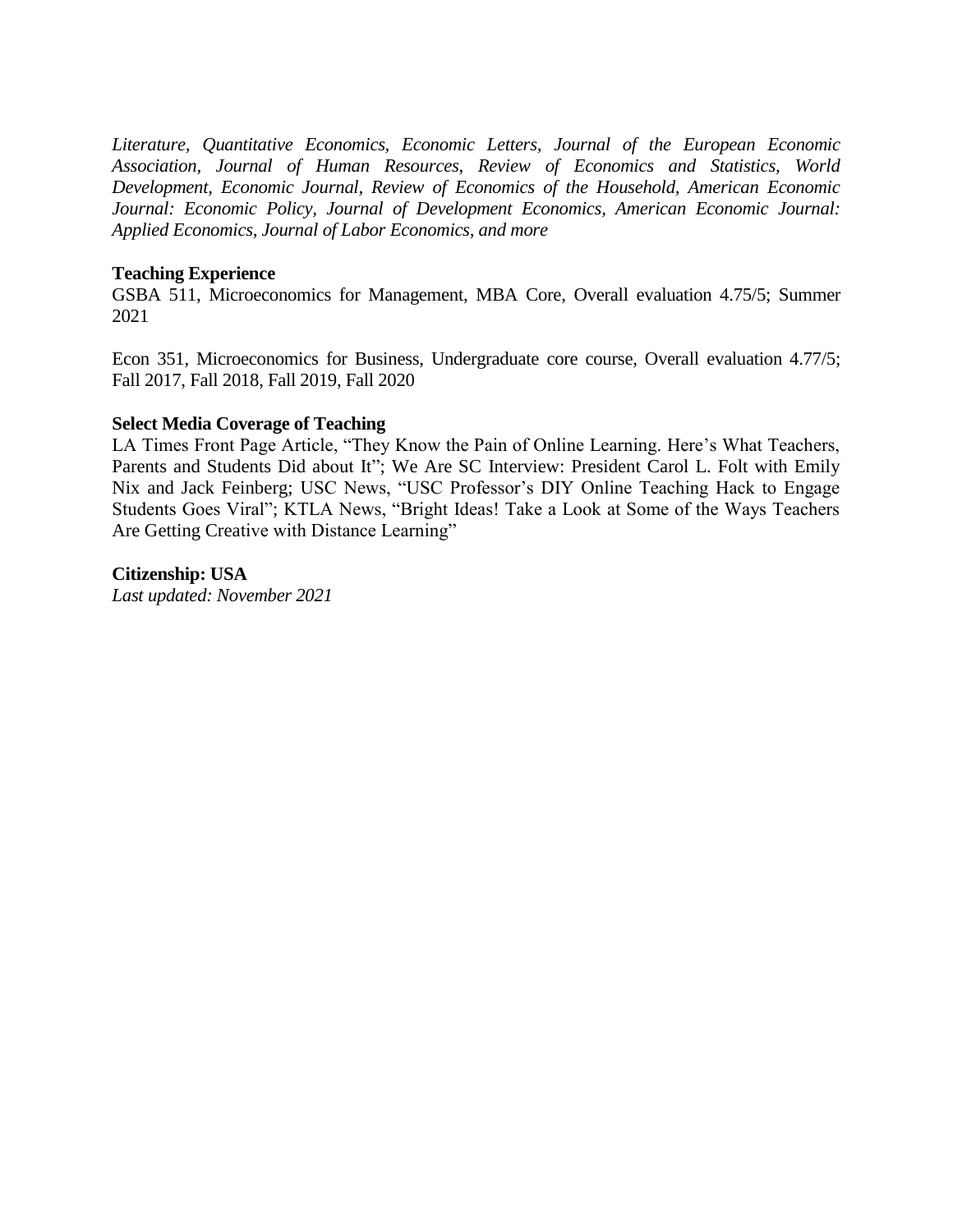*Literature, Quantitative Economics, Economic Letters, Journal of the European Economic Association, Journal of Human Resources, Review of Economics and Statistics, World Development, Economic Journal, Review of Economics of the Household, American Economic Journal: Economic Policy, Journal of Development Economics, American Economic Journal: Applied Economics, Journal of Labor Economics, and more*

**Teaching Experience**

GSBA 511, Microeconomics for Management, MBA Core, Overall evaluation 4.75/5; Summer 2021

Econ 351, Microeconomics for Business, Undergraduate core course, Overall evaluation 4.77/5; Fall 2017, Fall 2018, Fall 2019, Fall 2020

**Select Media Coverage of Teaching**

LA Times Front Page Article, "They Know the Pain of Online Learning. Here's What Teachers, Parents and Students Did about It"; We Are SC Interview: President Carol L. Folt with Emily Nix and Jack Feinberg; USC News, "USC Professor's DIY Online Teaching Hack to Engage Students Goes Viral"; KTLA News, "Bright Ideas! Take a Look at Some of the Ways Teachers Are Getting Creative with Distance Learning"

**Citizenship: USA**

*Last updated: November 2021*